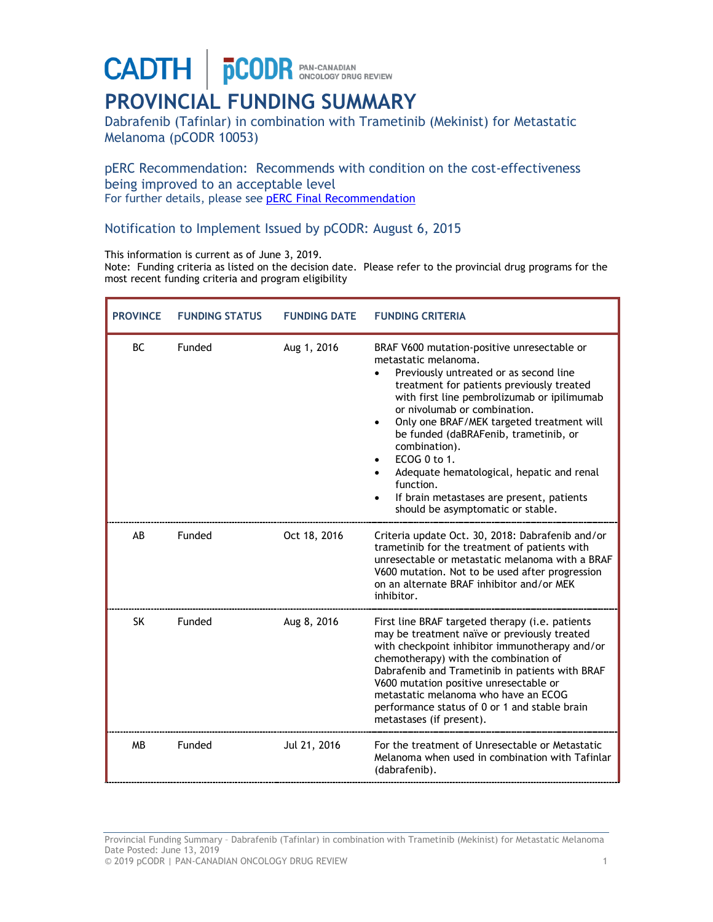CADTH | pCODR PAN-CANADIAN ONCOLOGY DRUG REVIEW

# PROVINCIAL FUNDING SUMMARY

## Dabrafenib (Tafinlar) in combination with Trametinib (Mekinist) for Metastatic Melanoma (pCODR 10053)

### pERC Recommendation: Recommends with condition on the cost-effectiveness being improved to an acceptable level

For further details, please see pERC Final Recommendation

### Notification to Implement Issued by pCODR: August 6, 2015

This information is current as of June 3, 2019.
Note: Funding criteria as listed on the decision date. Please refer to the provincial drug programs for the most recent funding criteria and program eligibility

| PROVINCE | FUNDING STATUS | FUNDING DATE | FUNDING CRITERIA |
|---|---|---|---|
| BC | Funded | Aug 1, 2016 | BRAF V600 mutation-positive unresectable or metastatic melanoma.<br>• Previously untreated or as second line treatment for patients previously treated with first line pembrolizumab or ipilimumab or nivolumab or combination.<br>• Only one BRAF/MEK targeted treatment will be funded (daBRAFenib, trametinib, or combination).<br>• ECOG 0 to 1.<br>• Adequate hematological, hepatic and renal function.<br>• If brain metastases are present, patients should be asymptomatic or stable. |
| AB | Funded | Oct 18, 2016 | Criteria update Oct. 30, 2018: Dabrafenib and/or trametinib for the treatment of patients with unresectable or metastatic melanoma with a BRAF V600 mutation. Not to be used after progression on an alternate BRAF inhibitor and/or MEK inhibitor. |
| SK | Funded | Aug 8, 2016 | First line BRAF targeted therapy (i.e. patients may be treatment naïve or previously treated with checkpoint inhibitor immunotherapy and/or chemotherapy) with the combination of Dabrafenib and Trametinib in patients with BRAF V600 mutation positive unresectable or metastatic melanoma who have an ECOG performance status of 0 or 1 and stable brain metastases (if present). |
| MB | Funded | Jul 21, 2016 | For the treatment of Unresectable or Metastatic Melanoma when used in combination with Tafinlar (dabrafenib). |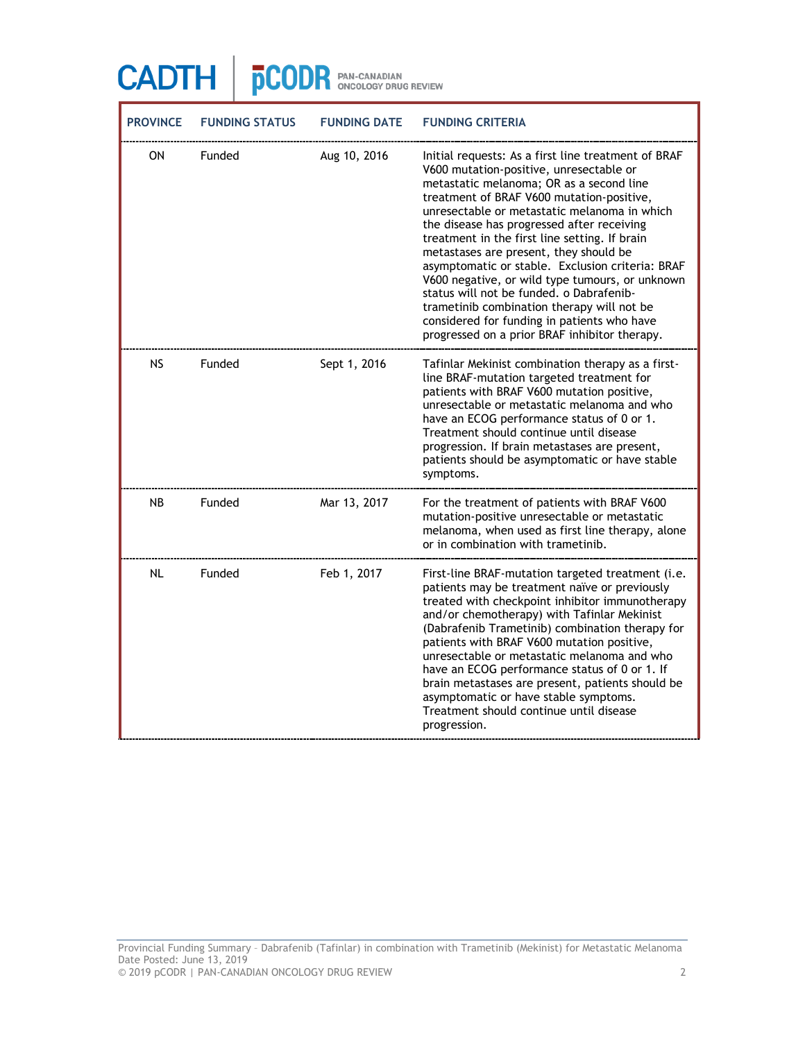| PROVINCE | FUNDING STATUS | FUNDING DATE | FUNDING CRITERIA |
|---|---|---|---|
| ON | Funded | Aug 10, 2016 | Initial requests: As a first line treatment of BRAF V600 mutation-positive, unresectable or metastatic melanoma; OR as a second line treatment of BRAF V600 mutation-positive, unresectable or metastatic melanoma in which the disease has progressed after receiving treatment in the first line setting. If brain metastases are present, they should be asymptomatic or stable. Exclusion criteria: BRAF V600 negative, or wild type tumours, or unknown status will not be funded. o Dabrafenib-trametinib combination therapy will not be considered for funding in patients who have progressed on a prior BRAF inhibitor therapy. |
| NS | Funded | Sept 1, 2016 | Tafinlar Mekinist combination therapy as a first-line BRAF-mutation targeted treatment for patients with BRAF V600 mutation positive, unresectable or metastatic melanoma and who have an ECOG performance status of 0 or 1. Treatment should continue until disease progression. If brain metastases are present, patients should be asymptomatic or have stable symptoms. |
| NB | Funded | Mar 13, 2017 | For the treatment of patients with BRAF V600 mutation-positive unresectable or metastatic melanoma, when used as first line therapy, alone or in combination with trametinib. |
| NL | Funded | Feb 1, 2017 | First-line BRAF-mutation targeted treatment (i.e. patients may be treatment naïve or previously treated with checkpoint inhibitor immunotherapy and/or chemotherapy) with Tafinlar Mekinist (Dabrafenib Trametinib) combination therapy for patients with BRAF V600 mutation positive, unresectable or metastatic melanoma and who have an ECOG performance status of 0 or 1. If brain metastases are present, patients should be asymptomatic or have stable symptoms. Treatment should continue until disease progression. |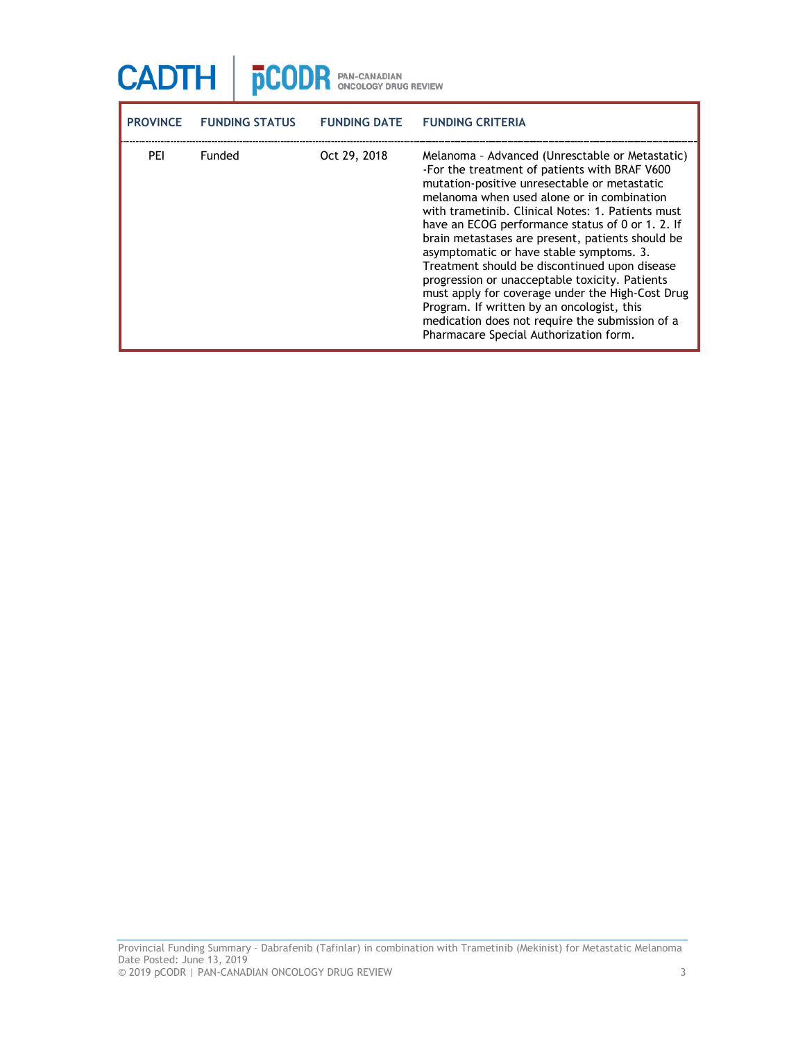| PROVINCE | FUNDING STATUS | FUNDING DATE | FUNDING CRITERIA |
|---|---|---|---|
| PEI | Funded | Oct 29, 2018 | Melanoma – Advanced (Unresctable or Metastatic) -For the treatment of patients with BRAF V600 mutation-positive unresectable or metastatic melanoma when used alone or in combination with trametinib. Clinical Notes: 1. Patients must have an ECOG performance status of 0 or 1. 2. If brain metastases are present, patients should be asymptomatic or have stable symptoms. 3. Treatment should be discontinued upon disease progression or unacceptable toxicity. Patients must apply for coverage under the High-Cost Drug Program. If written by an oncologist, this medication does not require the submission of a Pharmacare Special Authorization form. |